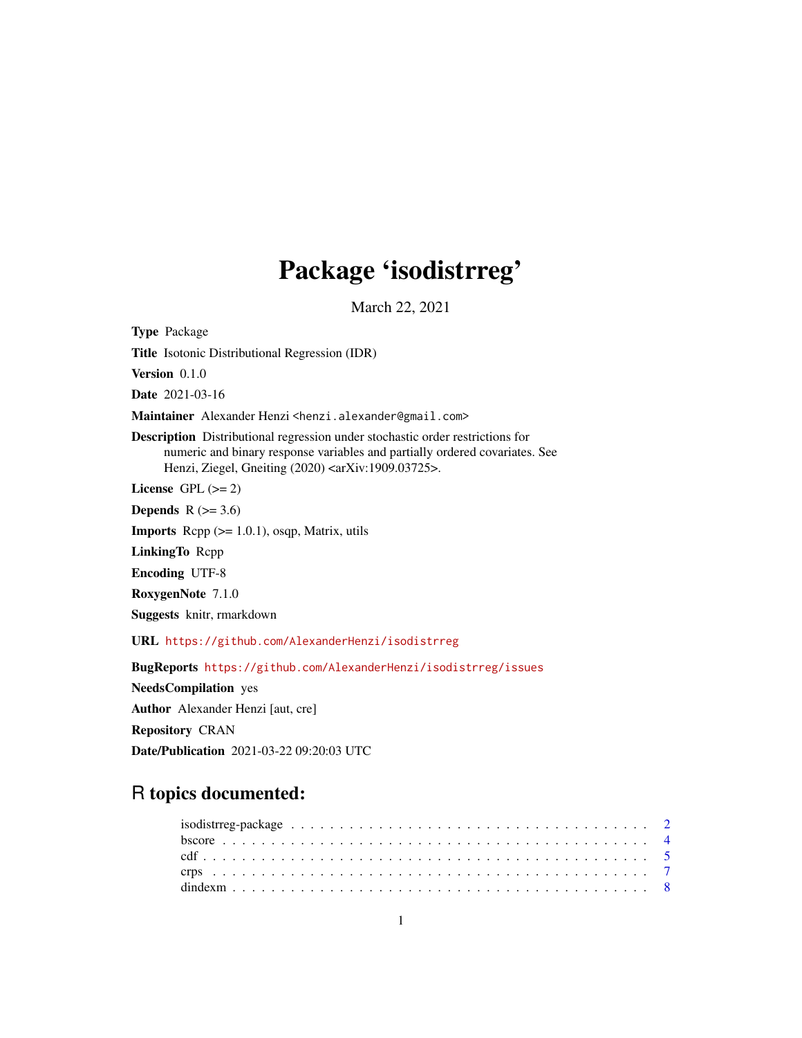# Package 'isodistrreg'

March 22, 2021

**Type** Package

**Title** Isotonic Distributional Regression (IDR)

**Version** 0.1.0

**Date** 2021-03-16

**Maintainer** Alexander Henzi <henzi.alexander@gmail.com>

**Description** Distributional regression under stochastic order restrictions for numeric and binary response variables and partially ordered covariates. See Henzi, Ziegel, Gneiting (2020) <arXiv:1909.03725>.

**License** GPL (>= 2)

**Depends** R (>= 3.6)

**Imports** Rcpp (>= 1.0.1), osqp, Matrix, utils

**LinkingTo** Rcpp

**Encoding** UTF-8

**RoxygenNote** 7.1.0

**Suggests** knitr, rmarkdown

**URL** https://github.com/AlexanderHenzi/isodistrreg

**BugReports** https://github.com/AlexanderHenzi/isodistrreg/issues

**NeedsCompilation** yes

**Author** Alexander Henzi [aut, cre]

**Repository** CRAN

**Date/Publication** 2021-03-22 09:20:03 UTC

## R topics documented:

isodistrreg-package . . . . . . . . . . . . . . . . . . . . . . . . . . . . . . . . . . . 2
bscore . . . . . . . . . . . . . . . . . . . . . . . . . . . . . . . . . . . . . . . . . . 4
cdf . . . . . . . . . . . . . . . . . . . . . . . . . . . . . . . . . . . . . . . . . . . . 5
crps . . . . . . . . . . . . . . . . . . . . . . . . . . . . . . . . . . . . . . . . . . . 7
dindexm . . . . . . . . . . . . . . . . . . . . . . . . . . . . . . . . . . . . . . . . . 8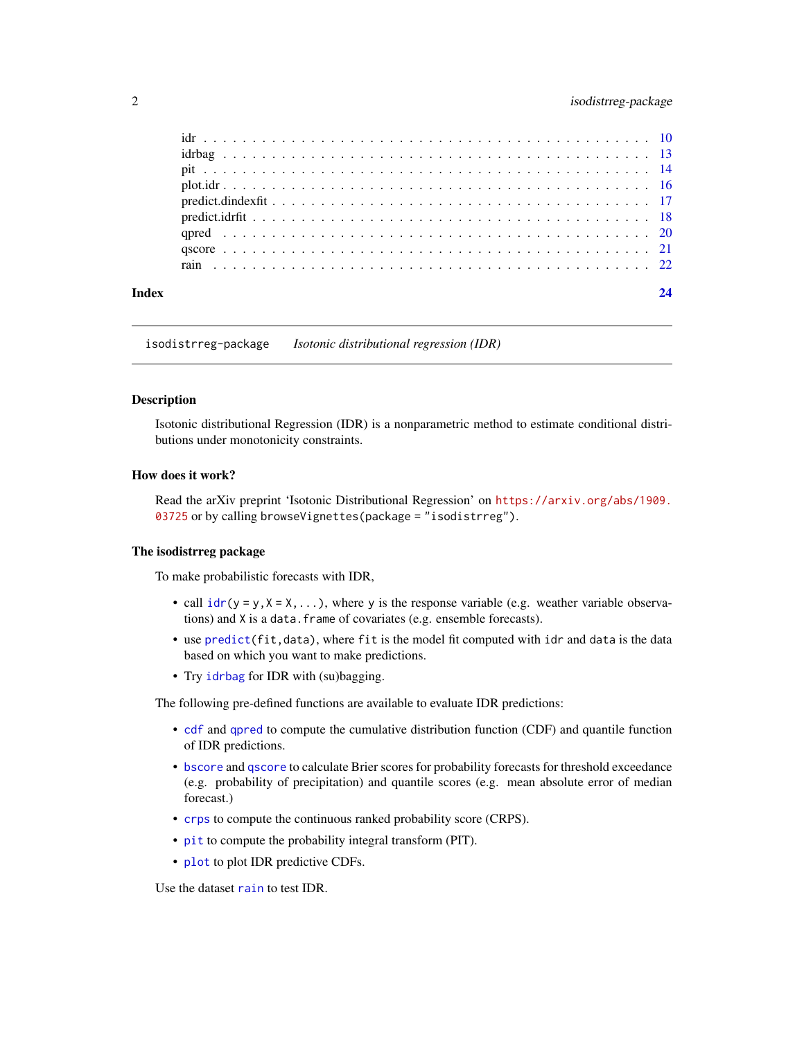| | |
|---|---|
| idr | 10 |
| idrbag | 13 |
| pit | 14 |
| plot.idr | 16 |
| predict.dindexfit | 17 |
| predict.idrfit | 18 |
| qpred | 20 |
| qscore | 21 |
| rain | 22 |

**Index** **24**

---

isodistrreg-package *Isotonic distributional regression (IDR)*

---

### Description

Isotonic distributional Regression (IDR) is a nonparametric method to estimate conditional distributions under monotonicity constraints.

### How does it work?

Read the arXiv preprint 'Isotonic Distributional Regression' on https://arxiv.org/abs/1909.03725 or by calling `browseVignettes(package = "isodistrreg")`.

### The isodistrreg package

To make probabilistic forecasts with IDR,

- call `idr(y = y, X = X, ...)`, where `y` is the response variable (e.g. weather variable observations) and `X` is a `data.frame` of covariates (e.g. ensemble forecasts).
- use `predict(fit, data)`, where `fit` is the model fit computed with `idr` and `data` is the data based on which you want to make predictions.
- Try `idrbag` for IDR with (su)bagging.

The following pre-defined functions are available to evaluate IDR predictions:

- `cdf` and `qpred` to compute the cumulative distribution function (CDF) and quantile function of IDR predictions.
- `bscore` and `qscore` to calculate Brier scores for probability forecasts for threshold exceedance (e.g. probability of precipitation) and quantile scores (e.g. mean absolute error of median forecast.)
- `crps` to compute the continuous ranked probability score (CRPS).
- `pit` to compute the probability integral transform (PIT).
- `plot` to plot IDR predictive CDFs.

Use the dataset `rain` to test IDR.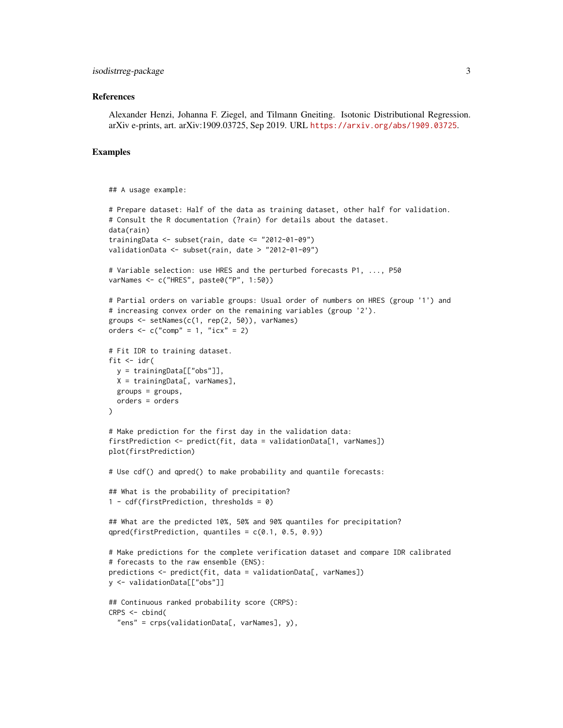### References

Alexander Henzi, Johanna F. Ziegel, and Tilmann Gneiting. Isotonic Distributional Regression. arXiv e-prints, art. arXiv:1909.03725, Sep 2019. URL https://arxiv.org/abs/1909.03725.

### Examples

```
## A usage example:

# Prepare dataset: Half of the data as training dataset, other half for validation.
# Consult the R documentation (?rain) for details about the dataset.
data(rain)
trainingData <- subset(rain, date <= "2012-01-09")
validationData <- subset(rain, date > "2012-01-09")

# Variable selection: use HRES and the perturbed forecasts P1, ..., P50
varNames <- c("HRES", paste0("P", 1:50))

# Partial orders on variable groups: Usual order of numbers on HRES (group '1') and
# increasing convex order on the remaining variables (group '2').
groups <- setNames(c(1, rep(2, 50)), varNames)
orders <- c("comp" = 1, "icx" = 2)

# Fit IDR to training dataset.
fit <- idr(
  y = trainingData[["obs"]],
  X = trainingData[, varNames],
  groups = groups,
  orders = orders
)

# Make prediction for the first day in the validation data:
firstPrediction <- predict(fit, data = validationData[1, varNames])
plot(firstPrediction)

# Use cdf() and qpred() to make probability and quantile forecasts:

## What is the probability of precipitation?
1 - cdf(firstPrediction, thresholds = 0)

## What are the predicted 10%, 50% and 90% quantiles for precipitation?
qpred(firstPrediction, quantiles = c(0.1, 0.5, 0.9))

# Make predictions for the complete verification dataset and compare IDR calibrated
# forecasts to the raw ensemble (ENS):
predictions <- predict(fit, data = validationData[, varNames])
y <- validationData[["obs"]]

## Continuous ranked probability score (CRPS):
CRPS <- cbind(
  "ens" = crps(validationData[, varNames], y),
```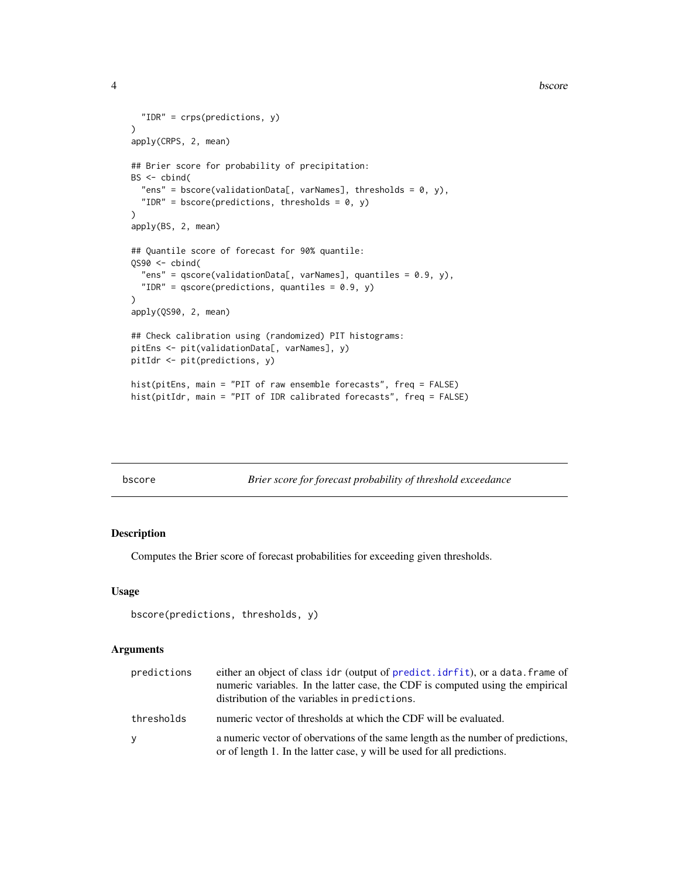```
  "IDR" = crps(predictions, y)
)
apply(CRPS, 2, mean)

## Brier score for probability of precipitation:
BS <- cbind(
  "ens" = bscore(validationData[, varNames], thresholds = 0, y),
  "IDR" = bscore(predictions, thresholds = 0, y)
)
apply(BS, 2, mean)

## Quantile score of forecast for 90% quantile:
QS90 <- cbind(
  "ens" = qscore(validationData[, varNames], quantiles = 0.9, y),
  "IDR" = qscore(predictions, quantiles = 0.9, y)
)
apply(QS90, 2, mean)

## Check calibration using (randomized) PIT histograms:
pitEns <- pit(validationData[, varNames], y)
pitIdr <- pit(predictions, y)

hist(pitEns, main = "PIT of raw ensemble forecasts", freq = FALSE)
hist(pitIdr, main = "PIT of IDR calibrated forecasts", freq = FALSE)
```

## bscore — *Brier score for forecast probability of threshold exceedance*

### Description

Computes the Brier score of forecast probabilities for exceeding given thresholds.

### Usage

```
bscore(predictions, thresholds, y)
```

### Arguments

| | |
|---|---|
| predictions | either an object of class idr (output of predict.idrfit), or a data.frame of numeric variables. In the latter case, the CDF is computed using the empirical distribution of the variables in predictions. |
| thresholds | numeric vector of thresholds at which the CDF will be evaluated. |
| y | a numeric vector of obervations of the same length as the number of predictions, or of length 1. In the latter case, y will be used for all predictions. |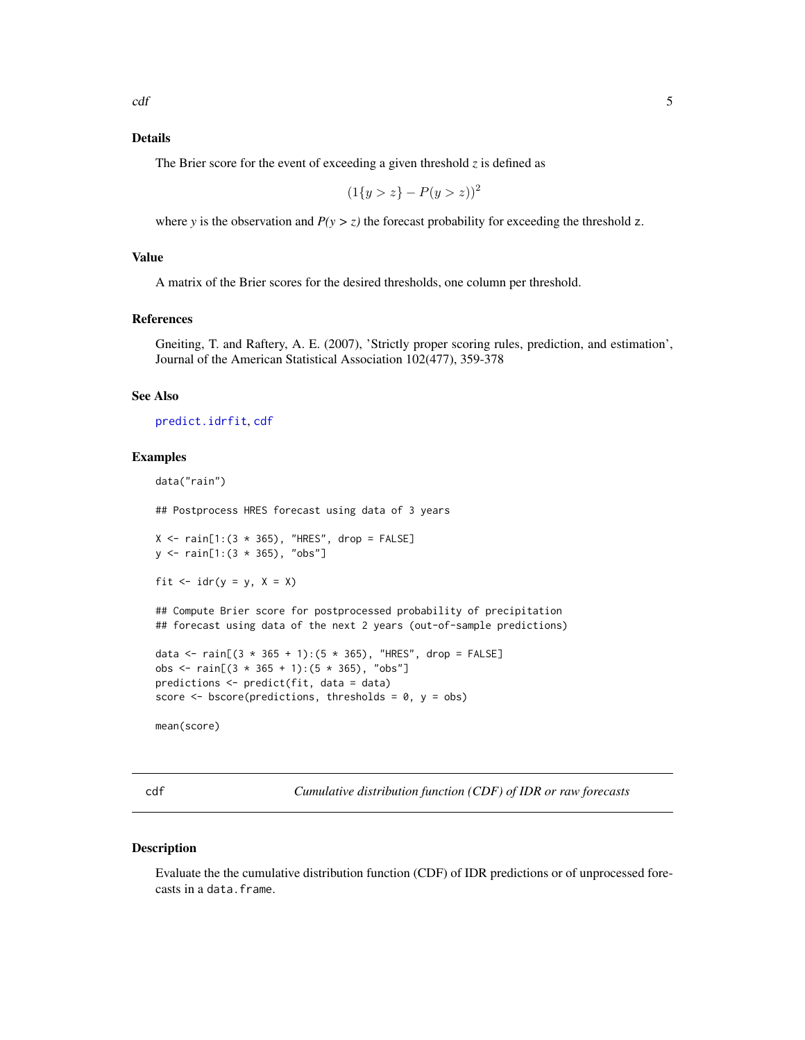### Details

The Brier score for the event of exceeding a given threshold $z$ is defined as

$$(1\{y > z\} - P(y > z))^2$$

where $y$ is the observation and $P(y > z)$ the forecast probability for exceeding the threshold z.

### Value

A matrix of the Brier scores for the desired thresholds, one column per threshold.

### References

Gneiting, T. and Raftery, A. E. (2007), 'Strictly proper scoring rules, prediction, and estimation', Journal of the American Statistical Association 102(477), 359-378

### See Also

predict.idrfit, cdf

### Examples

```
data("rain")

## Postprocess HRES forecast using data of 3 years

X <- rain[1:(3 * 365), "HRES", drop = FALSE]
y <- rain[1:(3 * 365), "obs"]

fit <- idr(y = y, X = X)

## Compute Brier score for postprocessed probability of precipitation
## forecast using data of the next 2 years (out-of-sample predictions)

data <- rain[(3 * 365 + 1):(5 * 365), "HRES", drop = FALSE]
obs <- rain[(3 * 365 + 1):(5 * 365), "obs"]
predictions <- predict(fit, data = data)
score <- bscore(predictions, thresholds = 0, y = obs)

mean(score)
```

## cdf — *Cumulative distribution function (CDF) of IDR or raw forecasts*

### Description

Evaluate the the cumulative distribution function (CDF) of IDR predictions or of unprocessed forecasts in a data.frame.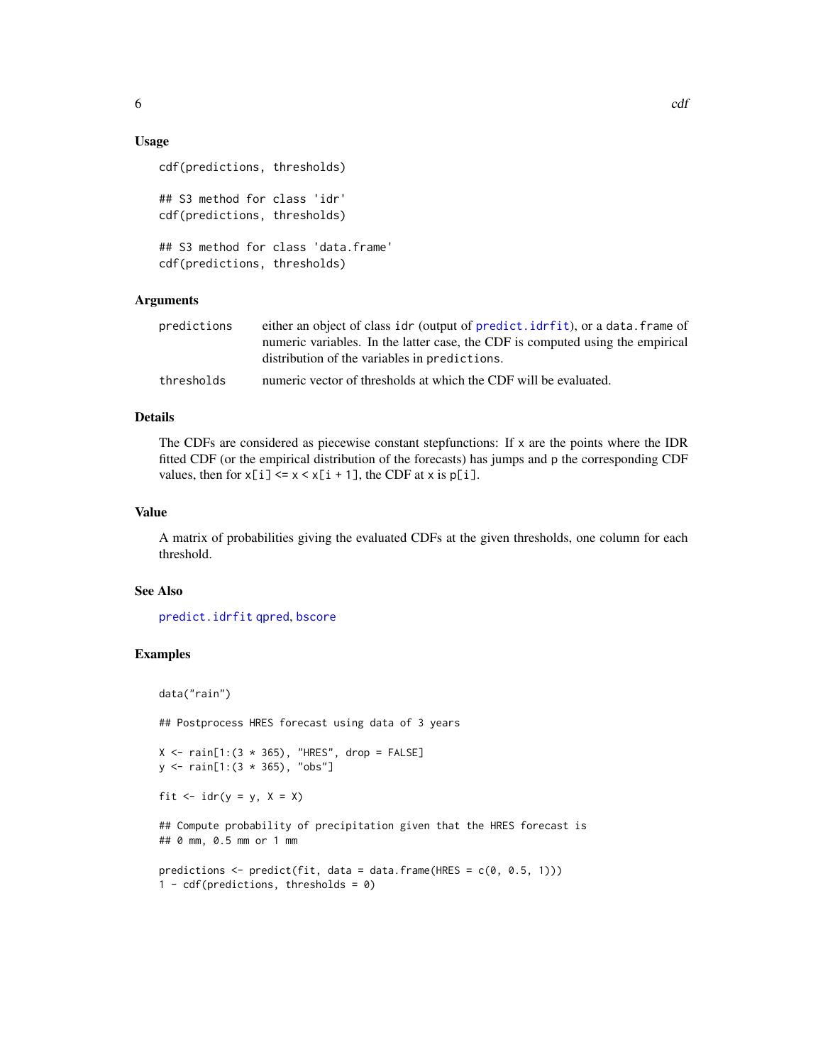### Usage

```
cdf(predictions, thresholds)

## S3 method for class 'idr'
cdf(predictions, thresholds)

## S3 method for class 'data.frame'
cdf(predictions, thresholds)
```

### Arguments

| | |
|---|---|
| predictions | either an object of class idr (output of predict.idrfit), or a data.frame of numeric variables. In the latter case, the CDF is computed using the empirical distribution of the variables in predictions. |
| thresholds | numeric vector of thresholds at which the CDF will be evaluated. |

### Details

The CDFs are considered as piecewise constant stepfunctions: If x are the points where the IDR fitted CDF (or the empirical distribution of the forecasts) has jumps and p the corresponding CDF values, then for x[i] <= x < x[i + 1], the CDF at x is p[i].

### Value

A matrix of probabilities giving the evaluated CDFs at the given thresholds, one column for each threshold.

### See Also

predict.idrfit qpred, bscore

### Examples

```
data("rain")

## Postprocess HRES forecast using data of 3 years

X <- rain[1:(3 * 365), "HRES", drop = FALSE]
y <- rain[1:(3 * 365), "obs"]

fit <- idr(y = y, X = X)

## Compute probability of precipitation given that the HRES forecast is
## 0 mm, 0.5 mm or 1 mm

predictions <- predict(fit, data = data.frame(HRES = c(0, 0.5, 1)))
1 - cdf(predictions, thresholds = 0)
```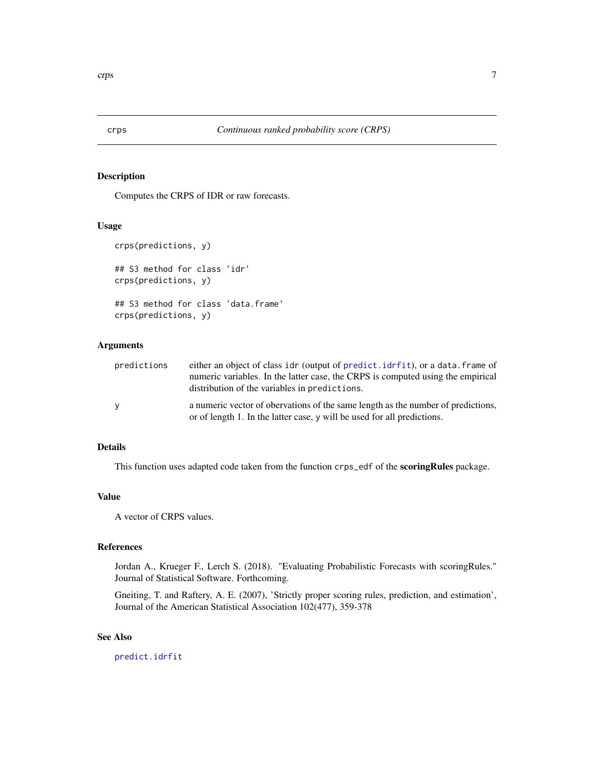# crps — *Continuous ranked probability score (CRPS)*

## Description

Computes the CRPS of IDR or raw forecasts.

## Usage

```
crps(predictions, y)

## S3 method for class 'idr'
crps(predictions, y)

## S3 method for class 'data.frame'
crps(predictions, y)
```

## Arguments

| | |
|---|---|
| `predictions` | either an object of class `idr` (output of `predict.idrfit`), or a `data.frame` of numeric variables. In the latter case, the CRPS is computed using the empirical distribution of the variables in `predictions`. |
| `y` | a numeric vector of obervations of the same length as the number of predictions, or of length 1. In the latter case, `y` will be used for all predictions. |

## Details

This function uses adapted code taken from the function `crps_edf` of the **scoringRules** package.

## Value

A vector of CRPS values.

## References

Jordan A., Krueger F., Lerch S. (2018). "Evaluating Probabilistic Forecasts with scoringRules." Journal of Statistical Software. Forthcoming.

Gneiting, T. and Raftery, A. E. (2007), 'Strictly proper scoring rules, prediction, and estimation', Journal of the American Statistical Association 102(477), 359-378

## See Also

`predict.idrfit`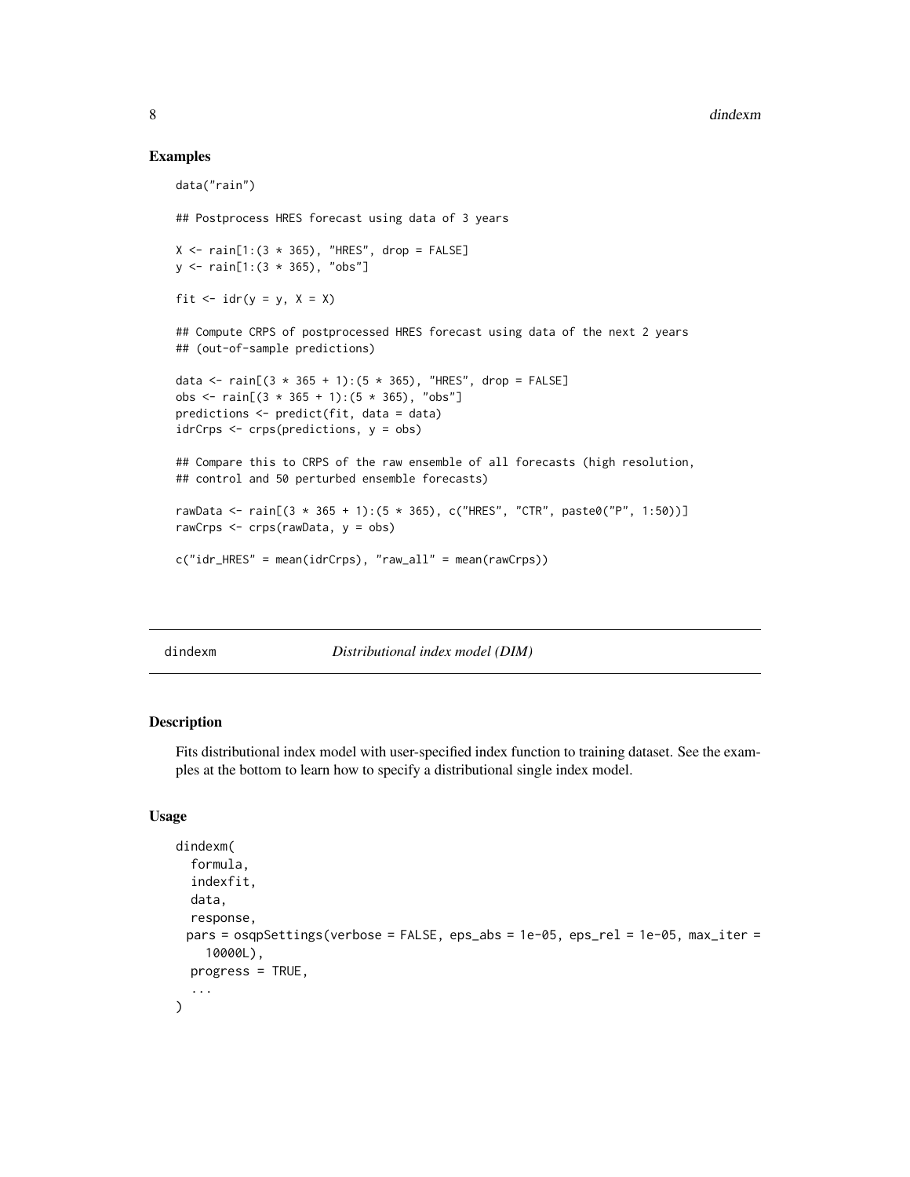### Examples

```
data("rain")

## Postprocess HRES forecast using data of 3 years

X <- rain[1:(3 * 365), "HRES", drop = FALSE]
y <- rain[1:(3 * 365), "obs"]

fit <- idr(y = y, X = X)

## Compute CRPS of postprocessed HRES forecast using data of the next 2 years
## (out-of-sample predictions)

data <- rain[(3 * 365 + 1):(5 * 365), "HRES", drop = FALSE]
obs <- rain[(3 * 365 + 1):(5 * 365), "obs"]
predictions <- predict(fit, data = data)
idrCrps <- crps(predictions, y = obs)

## Compare this to CRPS of the raw ensemble of all forecasts (high resolution,
## control and 50 perturbed ensemble forecasts)

rawData <- rain[(3 * 365 + 1):(5 * 365), c("HRES", "CTR", paste0("P", 1:50))]
rawCrps <- crps(rawData, y = obs)

c("idr_HRES" = mean(idrCrps), "raw_all" = mean(rawCrps))
```

## dindexm    *Distributional index model (DIM)*

### Description

Fits distributional index model with user-specified index function to training dataset. See the examples at the bottom to learn how to specify a distributional single index model.

### Usage

```
dindexm(
  formula,
  indexfit,
  data,
  response,
  pars = osqpSettings(verbose = FALSE, eps_abs = 1e-05, eps_rel = 1e-05, max_iter =
    10000L),
  progress = TRUE,
  ...
)
```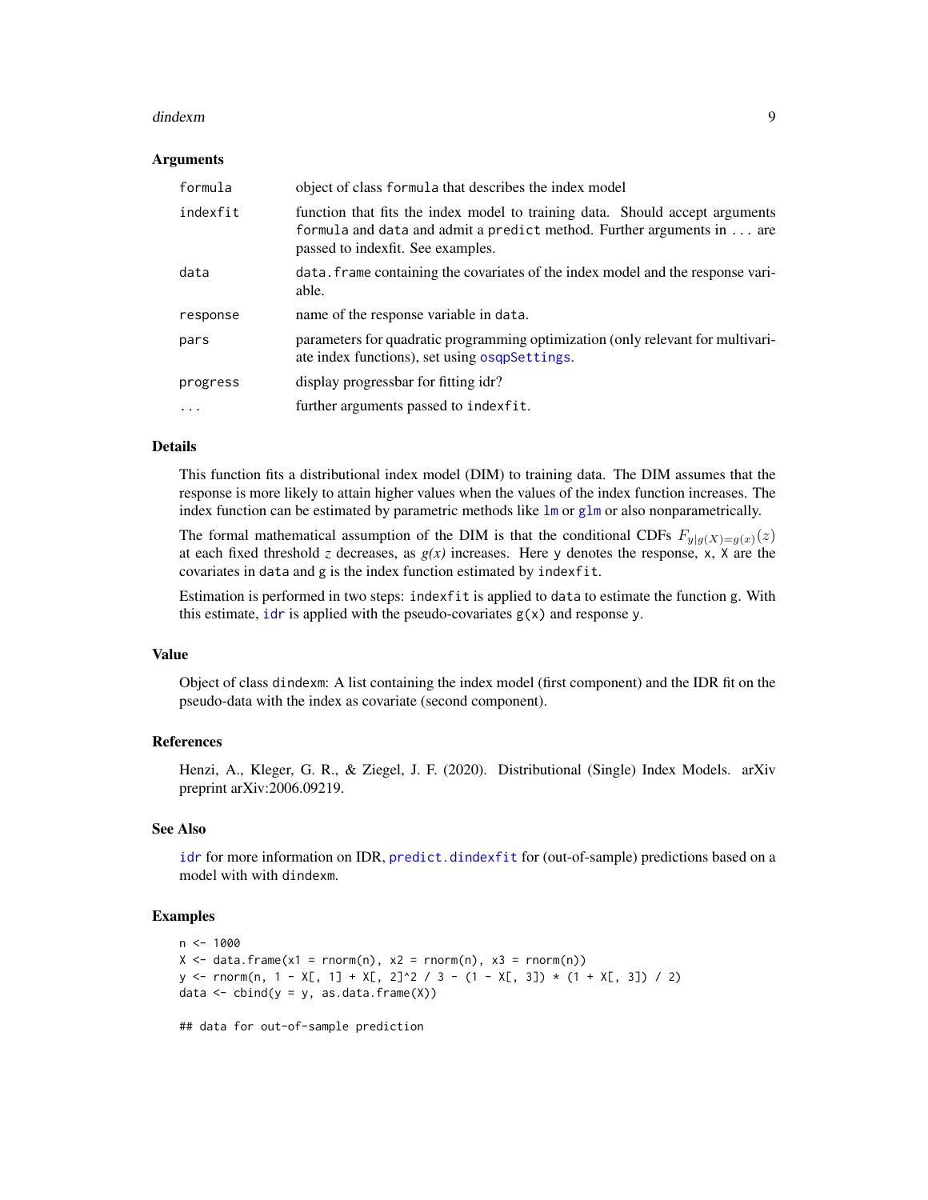### Arguments

| | |
|---|---|
| `formula` | object of class `formula` that describes the index model |
| `indexfit` | function that fits the index model to training data. Should accept arguments `formula` and `data` and admit a `predict` method. Further arguments in `...` are passed to indexfit. See examples. |
| `data` | `data.frame` containing the covariates of the index model and the response variable. |
| `response` | name of the response variable in `data`. |
| `pars` | parameters for quadratic programming optimization (only relevant for multivariate index functions), set using `osqpSettings`. |
| `progress` | display progressbar for fitting idr? |
| `...` | further arguments passed to `indexfit`. |

### Details

This function fits a distributional index model (DIM) to training data. The DIM assumes that the response is more likely to attain higher values when the values of the index function increases. The index function can be estimated by parametric methods like `lm` or `glm` or also nonparametrically.

The formal mathematical assumption of the DIM is that the conditional CDFs $F_{y|g(X)=g(x)}(z)$ at each fixed threshold $z$ decreases, as $g(x)$ increases. Here `y` denotes the response, `x`, `X` are the covariates in `data` and `g` is the index function estimated by `indexfit`.

Estimation is performed in two steps: `indexfit` is applied to `data` to estimate the function `g`. With this estimate, `idr` is applied with the pseudo-covariates `g(x)` and response `y`.

### Value

Object of class `dindexm`: A list containing the index model (first component) and the IDR fit on the pseudo-data with the index as covariate (second component).

### References

Henzi, A., Kleger, G. R., & Ziegel, J. F. (2020). Distributional (Single) Index Models. arXiv preprint arXiv:2006.09219.

### See Also

`idr` for more information on IDR, `predict.dindexfit` for (out-of-sample) predictions based on a model with with `dindexm`.

### Examples

```
n <- 1000
X <- data.frame(x1 = rnorm(n), x2 = rnorm(n), x3 = rnorm(n))
y <- rnorm(n, 1 - X[, 1] + X[, 2]^2 / 3 - (1 - X[, 3]) * (1 + X[, 3]) / 2)
data <- cbind(y = y, as.data.frame(X))

## data for out-of-sample prediction
```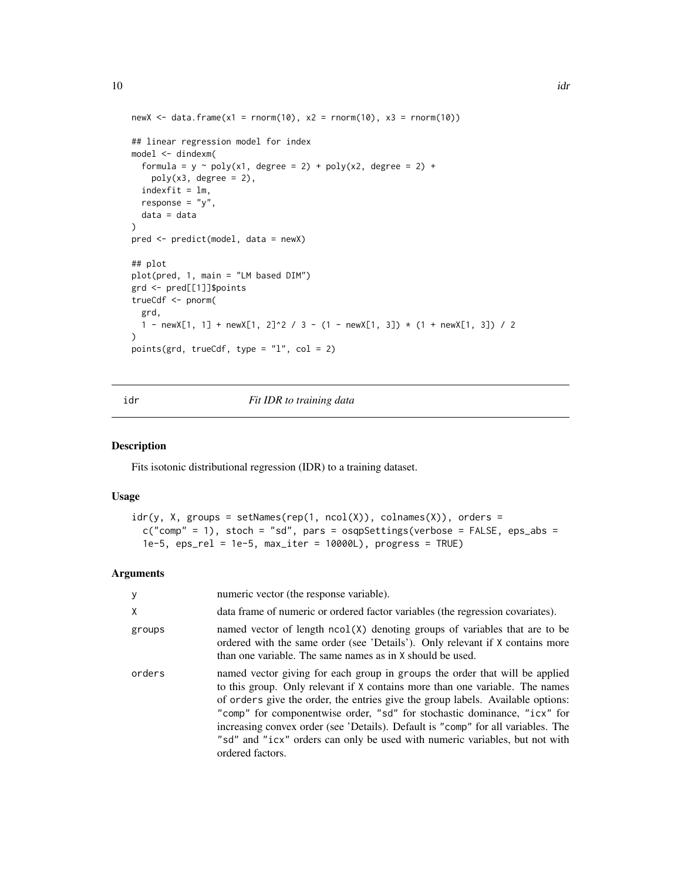```
newX <- data.frame(x1 = rnorm(10), x2 = rnorm(10), x3 = rnorm(10))

## linear regression model for index
model <- dindexm(
  formula = y ~ poly(x1, degree = 2) + poly(x2, degree = 2) +
    poly(x3, degree = 2),
  indexfit = lm,
  response = "y",
  data = data
)
pred <- predict(model, data = newX)

## plot
plot(pred, 1, main = "LM based DIM")
grd <- pred[[1]]$points
trueCdf <- pnorm(
  grd,
  1 - newX[1, 1] + newX[1, 2]^2 / 3 - (1 - newX[1, 3]) * (1 + newX[1, 3]) / 2
)
points(grd, trueCdf, type = "l", col = 2)
```

## idr — *Fit IDR to training data*

### Description

Fits isotonic distributional regression (IDR) to a training dataset.

### Usage

```
idr(y, X, groups = setNames(rep(1, ncol(X)), colnames(X)), orders =
  c("comp" = 1), stoch = "sd", pars = osqpSettings(verbose = FALSE, eps_abs =
  1e-5, eps_rel = 1e-5, max_iter = 10000L), progress = TRUE)
```

### Arguments

| | |
|---|---|
| `y` | numeric vector (the response variable). |
| `X` | data frame of numeric or ordered factor variables (the regression covariates). |
| `groups` | named vector of length `ncol(X)` denoting groups of variables that are to be ordered with the same order (see 'Details'). Only relevant if `X` contains more than one variable. The same names as in `X` should be used. |
| `orders` | named vector giving for each group in `groups` the order that will be applied to this group. Only relevant if `X` contains more than one variable. The names of `orders` give the order, the entries give the group labels. Available options: `"comp"` for componentwise order, `"sd"` for stochastic dominance, `"icx"` for increasing convex order (see 'Details). Default is `"comp"` for all variables. The `"sd"` and `"icx"` orders can only be used with numeric variables, but not with ordered factors. |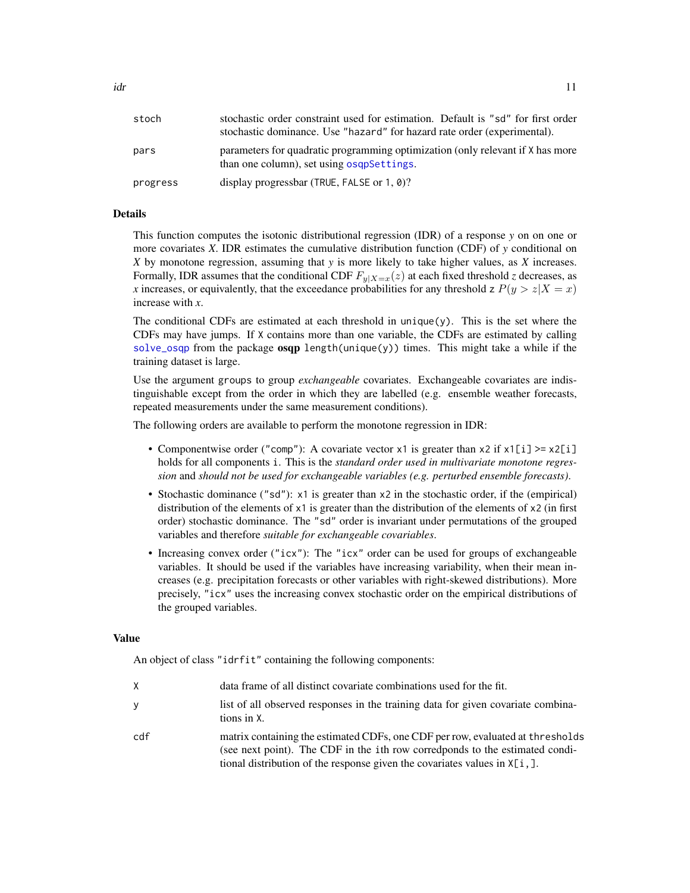| | |
|---|---|
| stoch | stochastic order constraint used for estimation. Default is "sd" for first order stochastic dominance. Use "hazard" for hazard rate order (experimental). |
| pars | parameters for quadratic programming optimization (only relevant if X has more than one column), set using osqpSettings. |
| progress | display progressbar (TRUE, FALSE or 1, 0)? |

## Details

This function computes the isotonic distributional regression (IDR) of a response *y* on on one or more covariates *X*. IDR estimates the cumulative distribution function (CDF) of *y* conditional on *X* by monotone regression, assuming that *y* is more likely to take higher values, as *X* increases. Formally, IDR assumes that the conditional CDF $F_{y|X=x}(z)$ at each fixed threshold $z$ decreases, as *x* increases, or equivalently, that the exceedance probabilities for any threshold z $P(y > z|X = x)$ increase with *x*.

The conditional CDFs are estimated at each threshold in `unique(y)`. This is the set where the CDFs may have jumps. If X contains more than one variable, the CDFs are estimated by calling `solve_osqp` from the package **osqp** `length(unique(y))` times. This might take a while if the training dataset is large.

Use the argument `groups` to group *exchangeable* covariates. Exchangeable covariates are indistinguishable except from the order in which they are labelled (e.g. ensemble weather forecasts, repeated measurements under the same measurement conditions).

The following orders are available to perform the monotone regression in IDR:

- Componentwise order ("comp"): A covariate vector `x1` is greater than `x2` if `x1[i] >= x2[i]` holds for all components `i`. This is the *standard order used in multivariate monotone regression* and *should not be used for exchangeable variables (e.g. perturbed ensemble forecasts)*.
- Stochastic dominance ("sd"): `x1` is greater than `x2` in the stochastic order, if the (empirical) distribution of the elements of `x1` is greater than the distribution of the elements of `x2` (in first order) stochastic dominance. The "sd" order is invariant under permutations of the grouped variables and therefore *suitable for exchangeable covariables*.
- Increasing convex order ("icx"): The "icx" order can be used for groups of exchangeable variables. It should be used if the variables have increasing variability, when their mean increases (e.g. precipitation forecasts or other variables with right-skewed distributions). More precisely, "icx" uses the increasing convex stochastic order on the empirical distributions of the grouped variables.

## Value

An object of class "idrfit" containing the following components:

| | |
|---|---|
| X | data frame of all distinct covariate combinations used for the fit. |
| y | list of all observed responses in the training data for given covariate combinations in X. |
| cdf | matrix containing the estimated CDFs, one CDF per row, evaluated at thresholds (see next point). The CDF in the ith row corredponds to the estimated conditional distribution of the response given the covariates values in `X[i,]`. |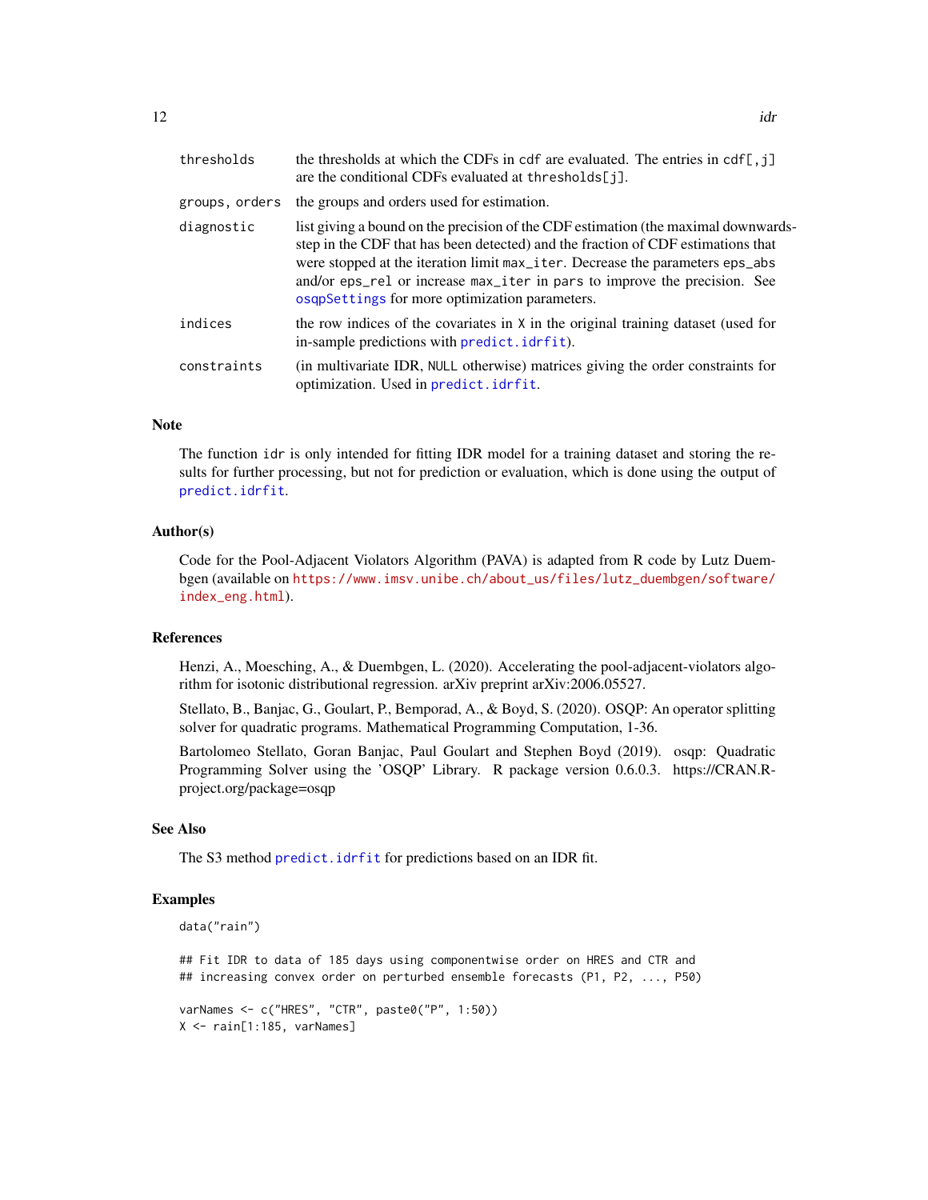| | |
|---|---|
| thresholds | the thresholds at which the CDFs in cdf are evaluated. The entries in cdf[,j] are the conditional CDFs evaluated at thresholds[j]. |
| groups, orders | the groups and orders used for estimation. |
| diagnostic | list giving a bound on the precision of the CDF estimation (the maximal downwards-step in the CDF that has been detected) and the fraction of CDF estimations that were stopped at the iteration limit max_iter. Decrease the parameters eps_abs and/or eps_rel or increase max_iter in pars to improve the precision. See osqpSettings for more optimization parameters. |
| indices | the row indices of the covariates in X in the original training dataset (used for in-sample predictions with predict.idrfit). |
| constraints | (in multivariate IDR, NULL otherwise) matrices giving the order constraints for optimization. Used in predict.idrfit. |

## Note

The function idr is only intended for fitting IDR model for a training dataset and storing the results for further processing, but not for prediction or evaluation, which is done using the output of predict.idrfit.

## Author(s)

Code for the Pool-Adjacent Violators Algorithm (PAVA) is adapted from R code by Lutz Duembgen (available on https://www.imsv.unibe.ch/about_us/files/lutz_duembgen/software/index_eng.html).

## References

Henzi, A., Moesching, A., & Duembgen, L. (2020). Accelerating the pool-adjacent-violators algorithm for isotonic distributional regression. arXiv preprint arXiv:2006.05527.

Stellato, B., Banjac, G., Goulart, P., Bemporad, A., & Boyd, S. (2020). OSQP: An operator splitting solver for quadratic programs. Mathematical Programming Computation, 1-36.

Bartolomeo Stellato, Goran Banjac, Paul Goulart and Stephen Boyd (2019). osqp: Quadratic Programming Solver using the 'OSQP' Library. R package version 0.6.0.3. https://CRAN.R-project.org/package=osqp

## See Also

The S3 method predict.idrfit for predictions based on an IDR fit.

## Examples

```
data("rain")

## Fit IDR to data of 185 days using componentwise order on HRES and CTR and
## increasing convex order on perturbed ensemble forecasts (P1, P2, ..., P50)

varNames <- c("HRES", "CTR", paste0("P", 1:50))
X <- rain[1:185, varNames]
```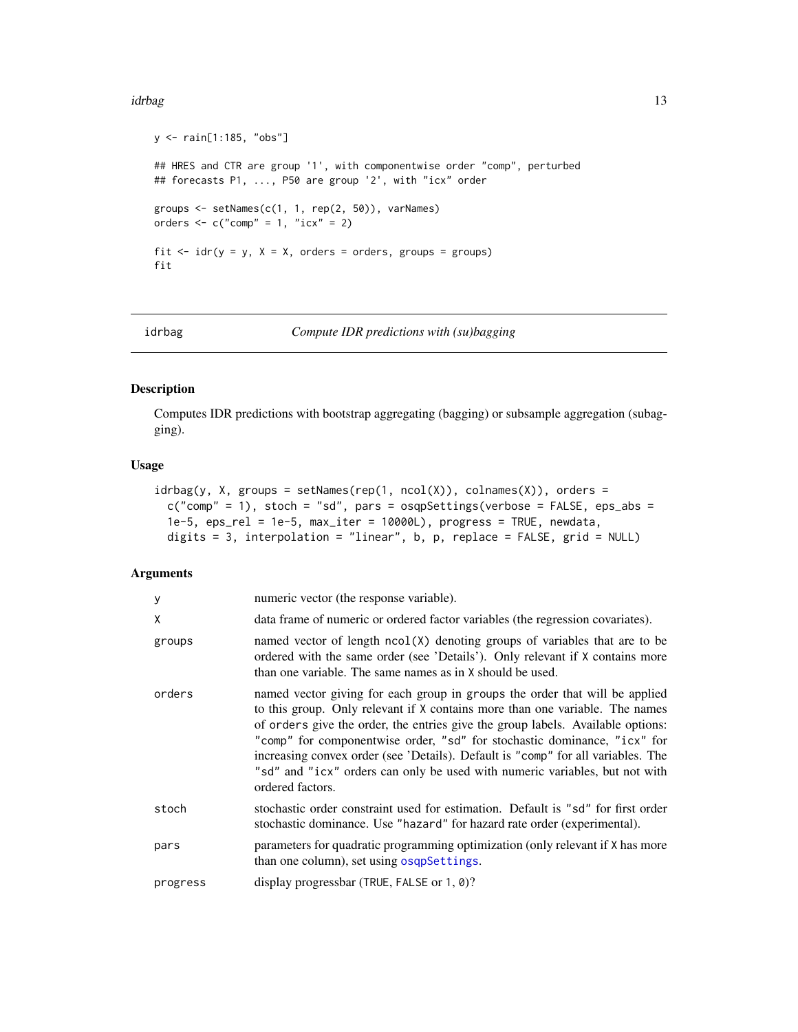```
y <- rain[1:185, "obs"]

## HRES and CTR are group '1', with componentwise order "comp", perturbed
## forecasts P1, ..., P50 are group '2', with "icx" order

groups <- setNames(c(1, 1, rep(2, 50)), varNames)
orders <- c("comp" = 1, "icx" = 2)

fit <- idr(y = y, X = X, orders = orders, groups = groups)
fit
```

## idrbag — *Compute IDR predictions with (su)bagging*

### Description

Computes IDR predictions with bootstrap aggregating (bagging) or subsample aggregation (subagging).

### Usage

```
idrbag(y, X, groups = setNames(rep(1, ncol(X)), colnames(X)), orders =
  c("comp" = 1), stoch = "sd", pars = osqpSettings(verbose = FALSE, eps_abs =
  1e-5, eps_rel = 1e-5, max_iter = 10000L), progress = TRUE, newdata,
  digits = 3, interpolation = "linear", b, p, replace = FALSE, grid = NULL)
```

### Arguments

| | |
|---|---|
| `y` | numeric vector (the response variable). |
| `X` | data frame of numeric or ordered factor variables (the regression covariates). |
| `groups` | named vector of length `ncol(X)` denoting groups of variables that are to be ordered with the same order (see 'Details'). Only relevant if `X` contains more than one variable. The same names as in `X` should be used. |
| `orders` | named vector giving for each group in `groups` the order that will be applied to this group. Only relevant if `X` contains more than one variable. The names of `orders` give the order, the entries give the group labels. Available options: `"comp"` for componentwise order, `"sd"` for stochastic dominance, `"icx"` for increasing convex order (see 'Details). Default is `"comp"` for all variables. The `"sd"` and `"icx"` orders can only be used with numeric variables, but not with ordered factors. |
| `stoch` | stochastic order constraint used for estimation. Default is `"sd"` for first order stochastic dominance. Use `"hazard"` for hazard rate order (experimental). |
| `pars` | parameters for quadratic programming optimization (only relevant if `X` has more than one column), set using `osqpSettings`. |
| `progress` | display progressbar (`TRUE`, `FALSE` or `1`, `0`)? |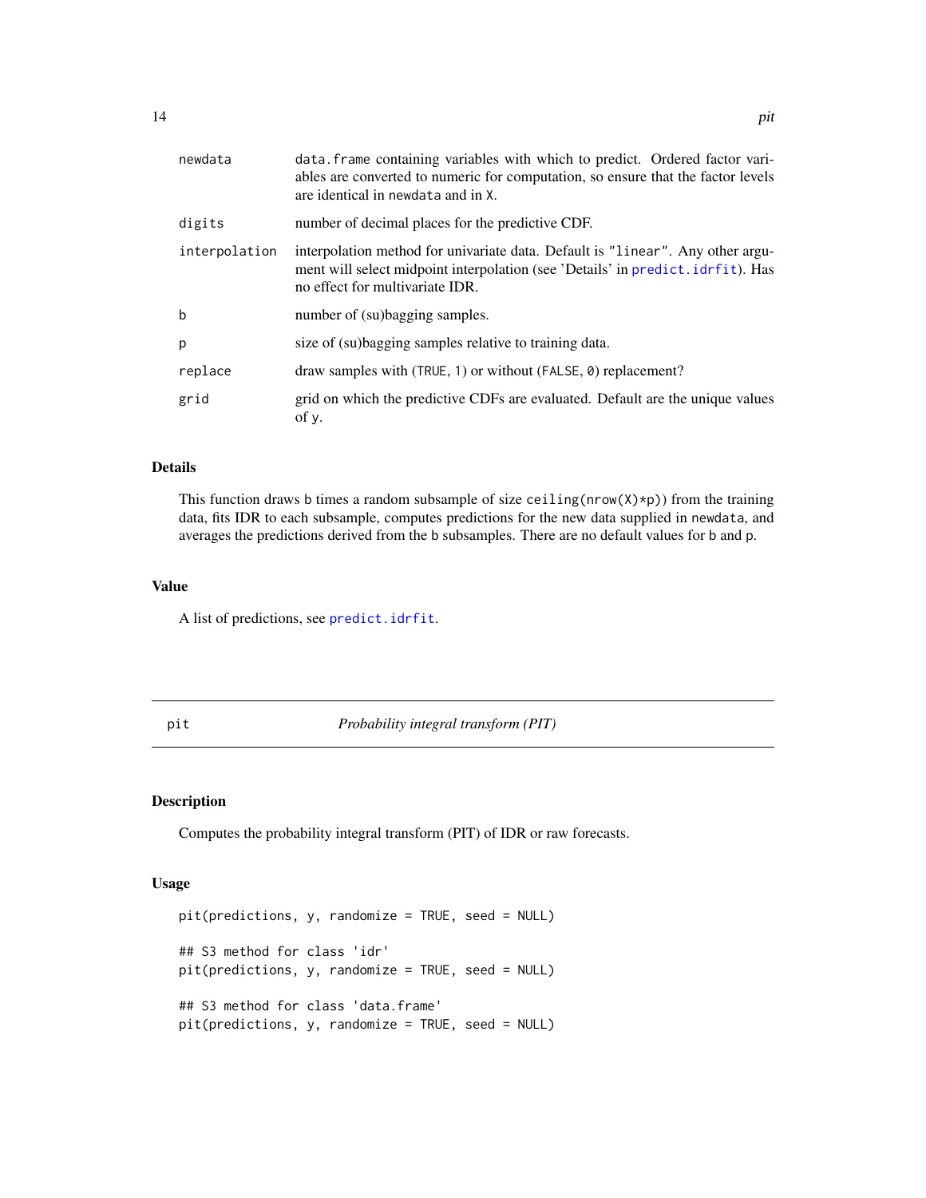| | |
|---|---|
| newdata | data.frame containing variables with which to predict. Ordered factor variables are converted to numeric for computation, so ensure that the factor levels are identical in newdata and in X. |
| digits | number of decimal places for the predictive CDF. |
| interpolation | interpolation method for univariate data. Default is "linear". Any other argument will select midpoint interpolation (see 'Details' in predict.idrfit). Has no effect for multivariate IDR. |
| b | number of (su)bagging samples. |
| p | size of (su)bagging samples relative to training data. |
| replace | draw samples with (TRUE, 1) or without (FALSE, 0) replacement? |
| grid | grid on which the predictive CDFs are evaluated. Default are the unique values of y. |

### Details

This function draws b times a random subsample of size ceiling(nrow(X)*p)) from the training data, fits IDR to each subsample, computes predictions for the new data supplied in newdata, and averages the predictions derived from the b subsamples. There are no default values for b and p.

### Value

A list of predictions, see predict.idrfit.

---

## pit — *Probability integral transform (PIT)*

---

### Description

Computes the probability integral transform (PIT) of IDR or raw forecasts.

### Usage

```
pit(predictions, y, randomize = TRUE, seed = NULL)

## S3 method for class 'idr'
pit(predictions, y, randomize = TRUE, seed = NULL)

## S3 method for class 'data.frame'
pit(predictions, y, randomize = TRUE, seed = NULL)
```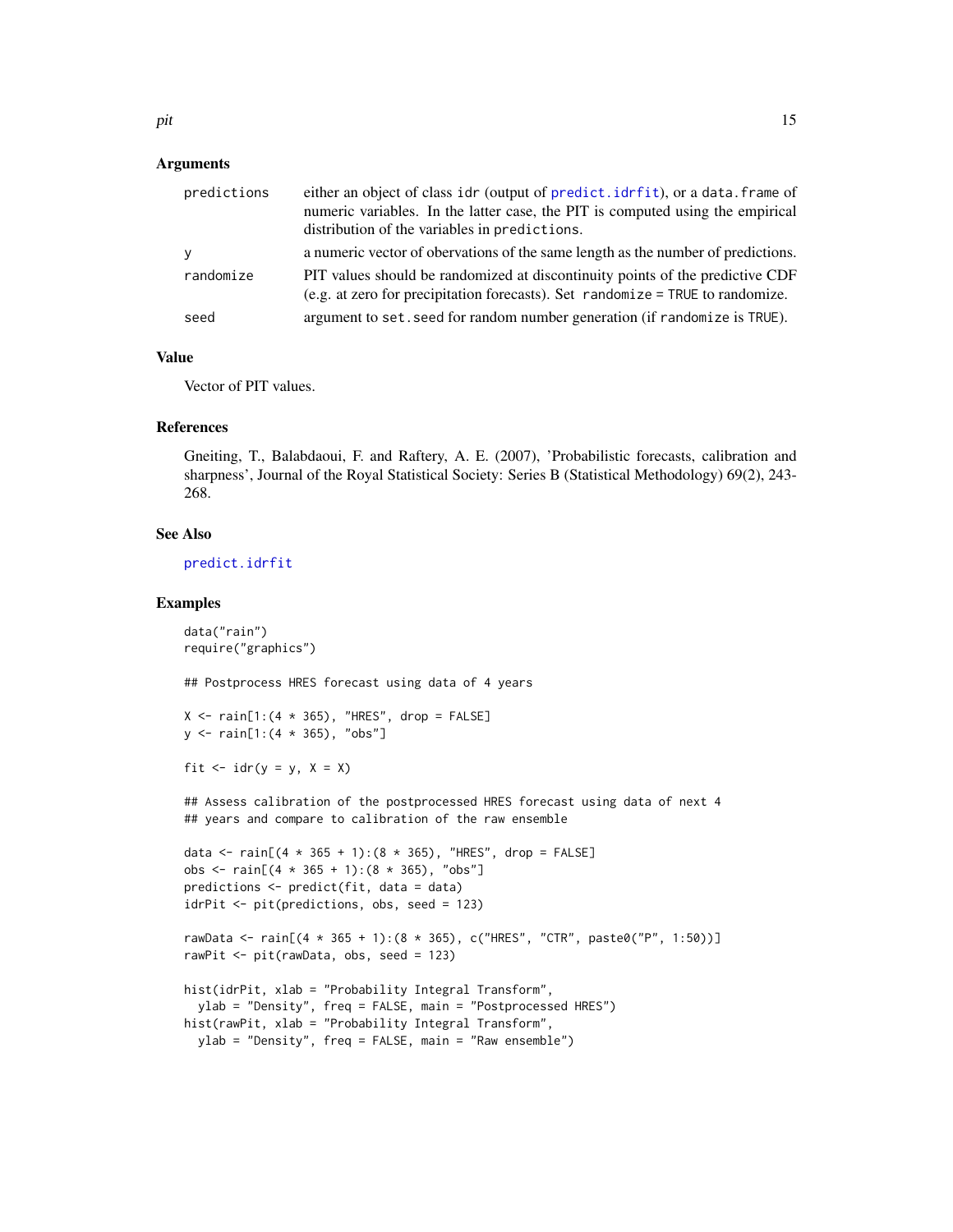## Arguments

| | |
|---|---|
| predictions | either an object of class idr (output of predict.idrfit), or a data.frame of numeric variables. In the latter case, the PIT is computed using the empirical distribution of the variables in predictions. |
| y | a numeric vector of obervations of the same length as the number of predictions. |
| randomize | PIT values should be randomized at discontinuity points of the predictive CDF (e.g. at zero for precipitation forecasts). Set randomize = TRUE to randomize. |
| seed | argument to set.seed for random number generation (if randomize is TRUE). |

## Value

Vector of PIT values.

## References

Gneiting, T., Balabdaoui, F. and Raftery, A. E. (2007), 'Probabilistic forecasts, calibration and sharpness', Journal of the Royal Statistical Society: Series B (Statistical Methodology) 69(2), 243-268.

## See Also

predict.idrfit

## Examples

```
data("rain")
require("graphics")

## Postprocess HRES forecast using data of 4 years

X <- rain[1:(4 * 365), "HRES", drop = FALSE]
y <- rain[1:(4 * 365), "obs"]

fit <- idr(y = y, X = X)

## Assess calibration of the postprocessed HRES forecast using data of next 4
## years and compare to calibration of the raw ensemble

data <- rain[(4 * 365 + 1):(8 * 365), "HRES", drop = FALSE]
obs <- rain[(4 * 365 + 1):(8 * 365), "obs"]
predictions <- predict(fit, data = data)
idrPit <- pit(predictions, obs, seed = 123)

rawData <- rain[(4 * 365 + 1):(8 * 365), c("HRES", "CTR", paste0("P", 1:50))]
rawPit <- pit(rawData, obs, seed = 123)

hist(idrPit, xlab = "Probability Integral Transform",
  ylab = "Density", freq = FALSE, main = "Postprocessed HRES")
hist(rawPit, xlab = "Probability Integral Transform",
  ylab = "Density", freq = FALSE, main = "Raw ensemble")
```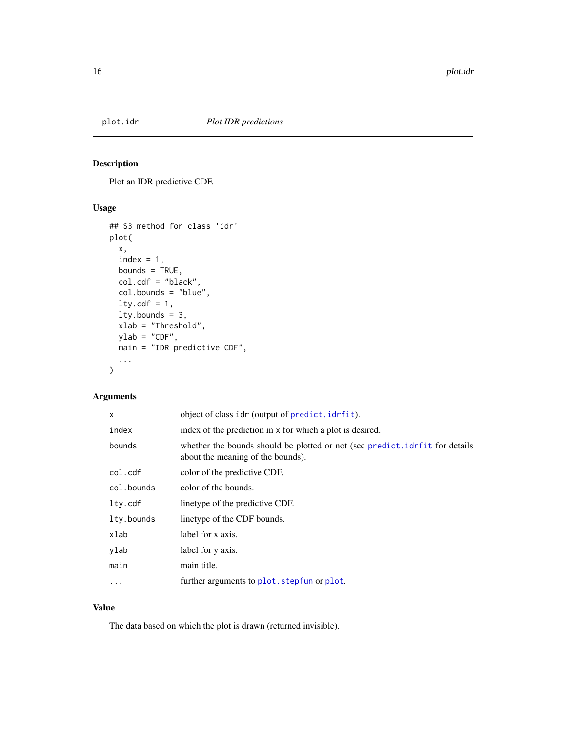# plot.idr — *Plot IDR predictions*

## Description

Plot an IDR predictive CDF.

## Usage

```
## S3 method for class 'idr'
plot(
  x,
  index = 1,
  bounds = TRUE,
  col.cdf = "black",
  col.bounds = "blue",
  lty.cdf = 1,
  lty.bounds = 3,
  xlab = "Threshold",
  ylab = "CDF",
  main = "IDR predictive CDF",
  ...
)
```

## Arguments

| | |
|---|---|
| `x` | object of class `idr` (output of `predict.idrfit`). |
| `index` | index of the prediction in x for which a plot is desired. |
| `bounds` | whether the bounds should be plotted or not (see `predict.idrfit` for details about the meaning of the bounds). |
| `col.cdf` | color of the predictive CDF. |
| `col.bounds` | color of the bounds. |
| `lty.cdf` | linetype of the predictive CDF. |
| `lty.bounds` | linetype of the CDF bounds. |
| `xlab` | label for x axis. |
| `ylab` | label for y axis. |
| `main` | main title. |
| `...` | further arguments to `plot.stepfun` or `plot`. |

## Value

The data based on which the plot is drawn (returned invisible).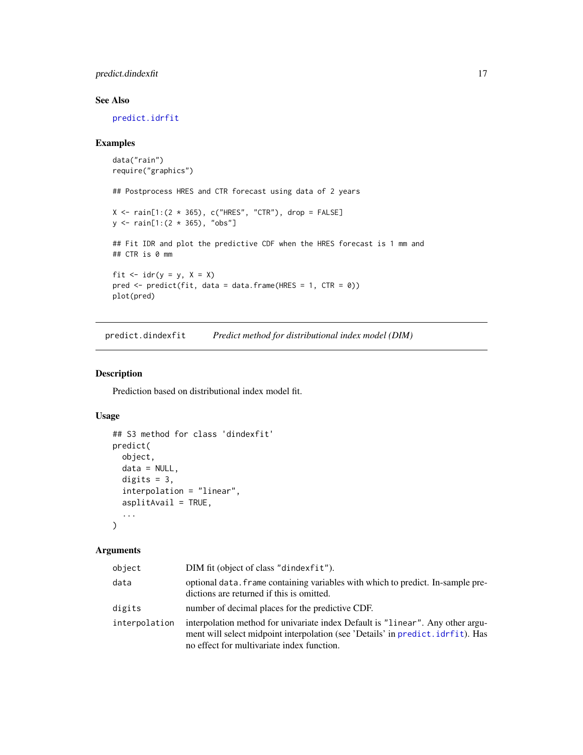### See Also

predict.idrfit

### Examples

```
data("rain")
require("graphics")

## Postprocess HRES and CTR forecast using data of 2 years

X <- rain[1:(2 * 365), c("HRES", "CTR"), drop = FALSE]
y <- rain[1:(2 * 365), "obs"]

## Fit IDR and plot the predictive CDF when the HRES forecast is 1 mm and
## CTR is 0 mm

fit <- idr(y = y, X = X)
pred <- predict(fit, data = data.frame(HRES = 1, CTR = 0))
plot(pred)
```

---

## predict.dindexfit *Predict method for distributional index model (DIM)*

### Description

Prediction based on distributional index model fit.

### Usage

```
## S3 method for class 'dindexfit'
predict(
  object,
  data = NULL,
  digits = 3,
  interpolation = "linear",
  asplitAvail = TRUE,
  ...
)
```

### Arguments

| | |
|---|---|
| object | DIM fit (object of class "dindexfit"). |
| data | optional data.frame containing variables with which to predict. In-sample predictions are returned if this is omitted. |
| digits | number of decimal places for the predictive CDF. |
| interpolation | interpolation method for univariate index Default is "linear". Any other argument will select midpoint interpolation (see 'Details' in predict.idrfit). Has no effect for multivariate index function. |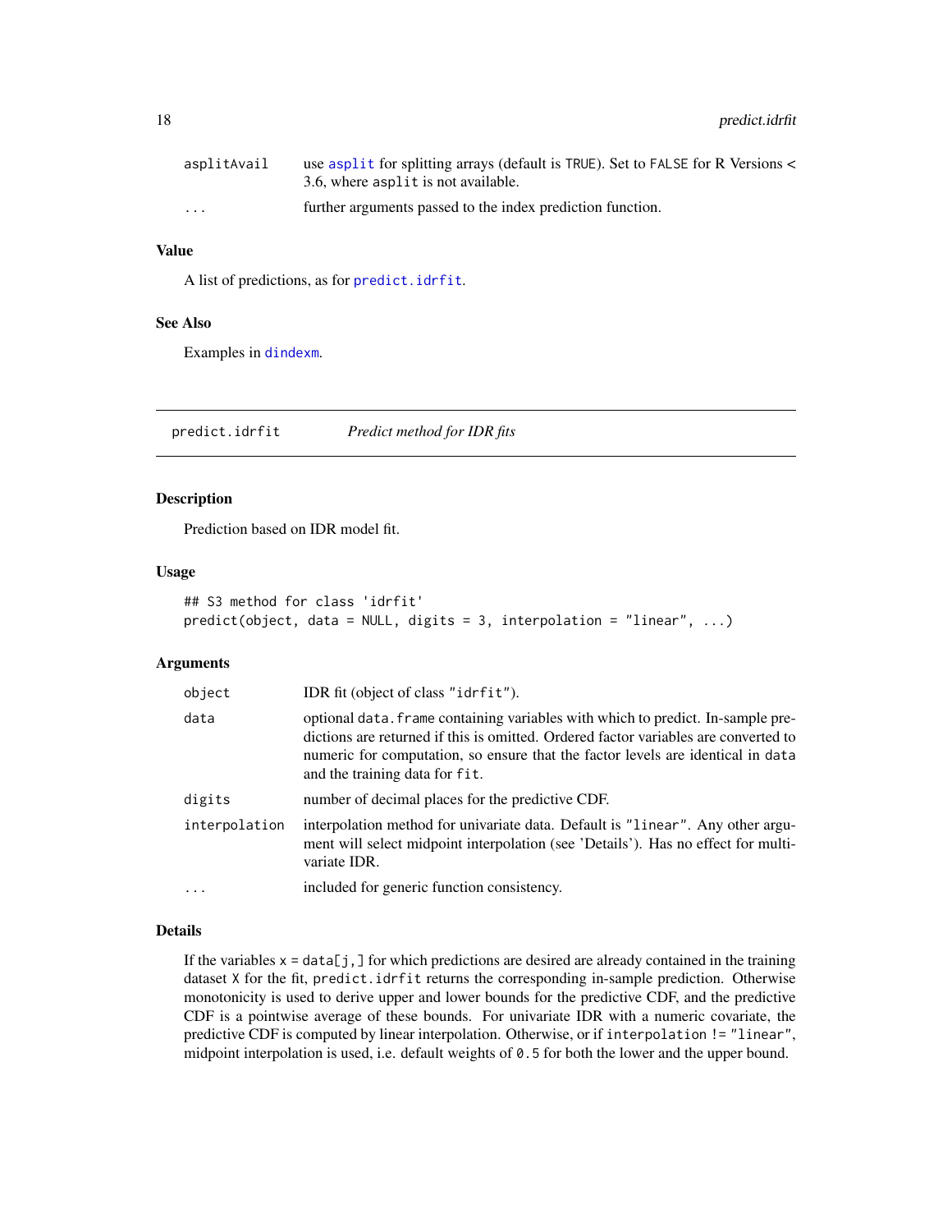| | |
|---|---|
| asplitAvail | use `asplit` for splitting arrays (default is TRUE). Set to FALSE for R Versions < 3.6, where `asplit` is not available. |
| ... | further arguments passed to the index prediction function. |

### Value

A list of predictions, as for `predict.idrfit`.

### See Also

Examples in `dindexm`.

---

## predict.idrfit — *Predict method for IDR fits*

---

### Description

Prediction based on IDR model fit.

### Usage

```
## S3 method for class 'idrfit'
predict(object, data = NULL, digits = 3, interpolation = "linear", ...)
```

### Arguments

| | |
|---|---|
| object | IDR fit (object of class "idrfit"). |
| data | optional `data.frame` containing variables with which to predict. In-sample predictions are returned if this is omitted. Ordered factor variables are converted to numeric for computation, so ensure that the factor levels are identical in `data` and the training data for `fit`. |
| digits | number of decimal places for the predictive CDF. |
| interpolation | interpolation method for univariate data. Default is "linear". Any other argument will select midpoint interpolation (see 'Details'). Has no effect for multivariate IDR. |
| ... | included for generic function consistency. |

### Details

If the variables `x = data[j,]` for which predictions are desired are already contained in the training dataset `X` for the fit, `predict.idrfit` returns the corresponding in-sample prediction. Otherwise monotonicity is used to derive upper and lower bounds for the predictive CDF, and the predictive CDF is a pointwise average of these bounds. For univariate IDR with a numeric covariate, the predictive CDF is computed by linear interpolation. Otherwise, or if `interpolation != "linear"`, midpoint interpolation is used, i.e. default weights of `0.5` for both the lower and the upper bound.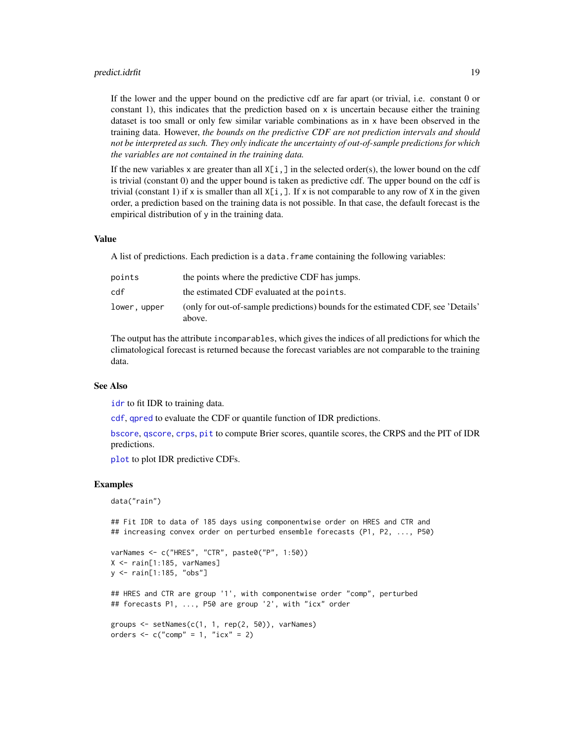If the lower and the upper bound on the predictive cdf are far apart (or trivial, i.e. constant 0 or constant 1), this indicates that the prediction based on x is uncertain because either the training dataset is too small or only few similar variable combinations as in x have been observed in the training data. However, *the bounds on the predictive CDF are not prediction intervals and should not be interpreted as such. They only indicate the uncertainty of out-of-sample predictions for which the variables are not contained in the training data.*

If the new variables x are greater than all X[i,] in the selected order(s), the lower bound on the cdf is trivial (constant 0) and the upper bound is taken as predictive cdf. The upper bound on the cdf is trivial (constant 1) if x is smaller than all X[i,]. If x is not comparable to any row of X in the given order, a prediction based on the training data is not possible. In that case, the default forecast is the empirical distribution of y in the training data.

### Value

A list of predictions. Each prediction is a data.frame containing the following variables:

| | |
|---|---|
| points | the points where the predictive CDF has jumps. |
| cdf | the estimated CDF evaluated at the points. |
| lower, upper | (only for out-of-sample predictions) bounds for the estimated CDF, see 'Details' above. |

The output has the attribute incomparables, which gives the indices of all predictions for which the climatological forecast is returned because the forecast variables are not comparable to the training data.

### See Also

idr to fit IDR to training data.

cdf, qpred to evaluate the CDF or quantile function of IDR predictions.

bscore, qscore, crps, pit to compute Brier scores, quantile scores, the CRPS and the PIT of IDR predictions.

plot to plot IDR predictive CDFs.

### Examples

```
data("rain")

## Fit IDR to data of 185 days using componentwise order on HRES and CTR and
## increasing convex order on perturbed ensemble forecasts (P1, P2, ..., P50)

varNames <- c("HRES", "CTR", paste0("P", 1:50))
X <- rain[1:185, varNames]
y <- rain[1:185, "obs"]

## HRES and CTR are group '1', with componentwise order "comp", perturbed
## forecasts P1, ..., P50 are group '2', with "icx" order

groups <- setNames(c(1, 1, rep(2, 50)), varNames)
orders <- c("comp" = 1, "icx" = 2)
```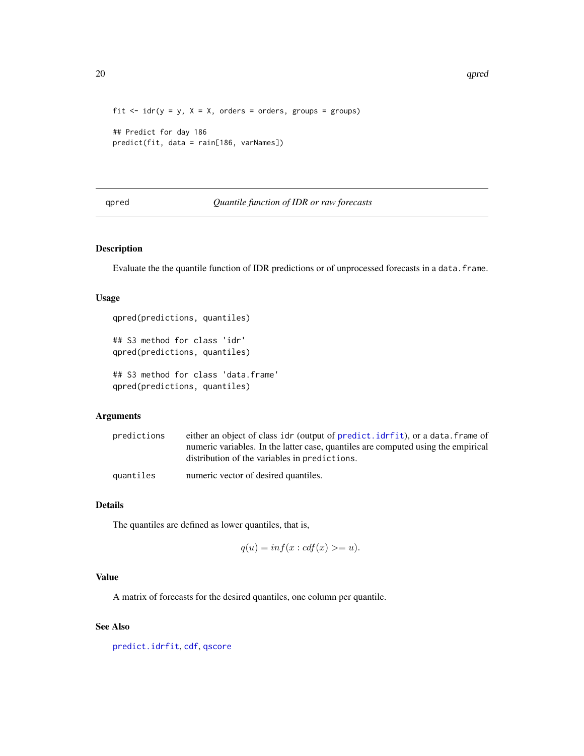```
fit <- idr(y = y, X = X, orders = orders, groups = groups)

## Predict for day 186
predict(fit, data = rain[186, varNames])
```

---

qpred *Quantile function of IDR or raw forecasts*

---

## Description

Evaluate the the quantile function of IDR predictions or of unprocessed forecasts in a `data.frame`.

## Usage

```
qpred(predictions, quantiles)

## S3 method for class 'idr'
qpred(predictions, quantiles)

## S3 method for class 'data.frame'
qpred(predictions, quantiles)
```

## Arguments

| | |
|---|---|
| `predictions` | either an object of class `idr` (output of `predict.idrfit`), or a `data.frame` of numeric variables. In the latter case, quantiles are computed using the empirical distribution of the variables in `predictions`. |
| `quantiles` | numeric vector of desired quantiles. |

## Details

The quantiles are defined as lower quantiles, that is,

$$q(u) = inf(x : cdf(x) >= u).$$

## Value

A matrix of forecasts for the desired quantiles, one column per quantile.

## See Also

`predict.idrfit`, `cdf`, `qscore`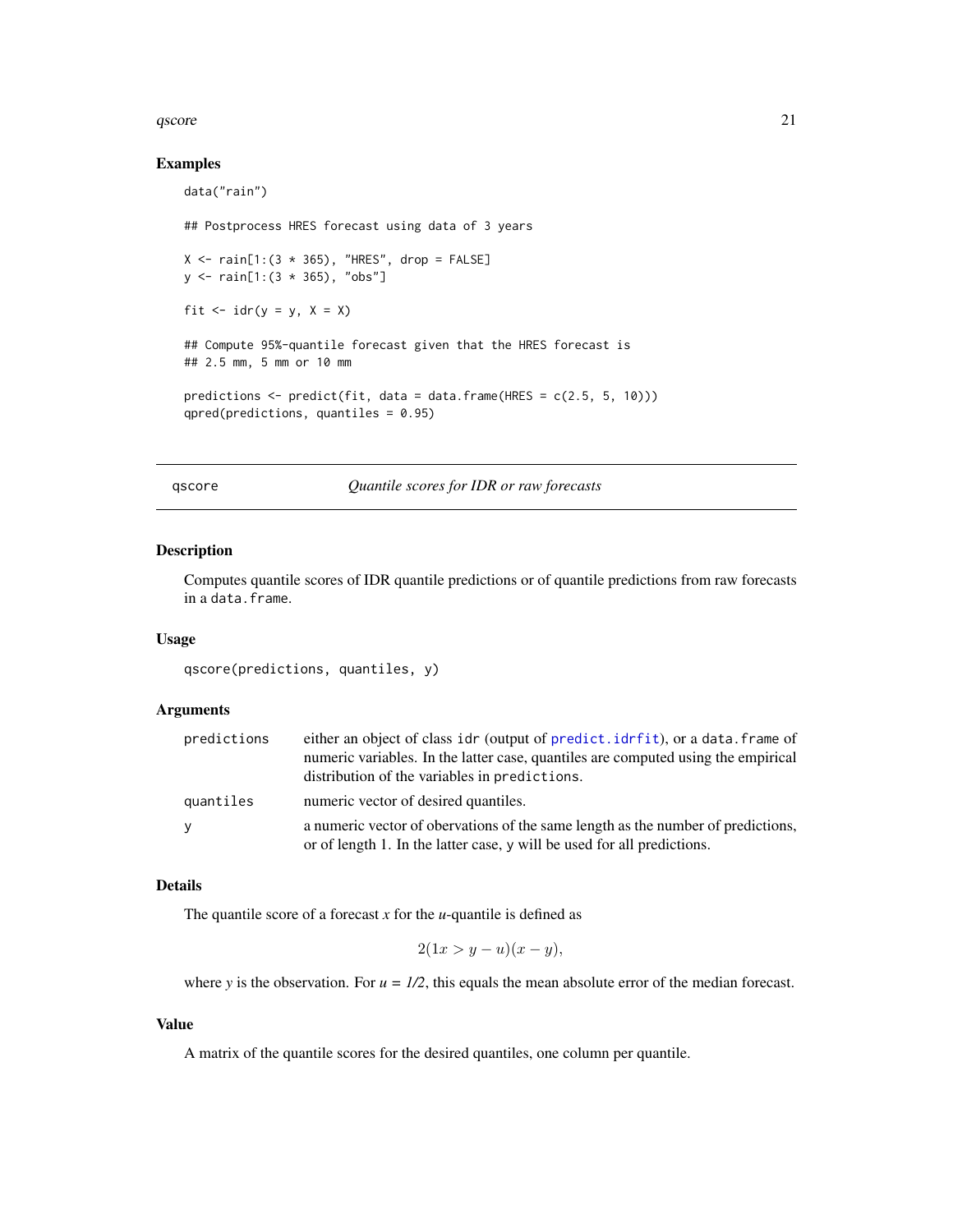## Examples

```
data("rain")

## Postprocess HRES forecast using data of 3 years

X <- rain[1:(3 * 365), "HRES", drop = FALSE]
y <- rain[1:(3 * 365), "obs"]

fit <- idr(y = y, X = X)

## Compute 95%-quantile forecast given that the HRES forecast is
## 2.5 mm, 5 mm or 10 mm

predictions <- predict(fit, data = data.frame(HRES = c(2.5, 5, 10)))
qpred(predictions, quantiles = 0.95)
```

---

# qscore — *Quantile scores for IDR or raw forecasts*

---

## Description

Computes quantile scores of IDR quantile predictions or of quantile predictions from raw forecasts in a `data.frame`.

## Usage

```
qscore(predictions, quantiles, y)
```

## Arguments

| | |
|---|---|
| `predictions` | either an object of class `idr` (output of `predict.idrfit`), or a `data.frame` of numeric variables. In the latter case, quantiles are computed using the empirical distribution of the variables in `predictions`. |
| `quantiles` | numeric vector of desired quantiles. |
| `y` | a numeric vector of obervations of the same length as the number of predictions, or of length 1. In the latter case, `y` will be used for all predictions. |

## Details

The quantile score of a forecast $x$ for the $u$-quantile is defined as

$$2(1x > y - u)(x - y),$$

where $y$ is the observation. For $u = 1/2$, this equals the mean absolute error of the median forecast.

## Value

A matrix of the quantile scores for the desired quantiles, one column per quantile.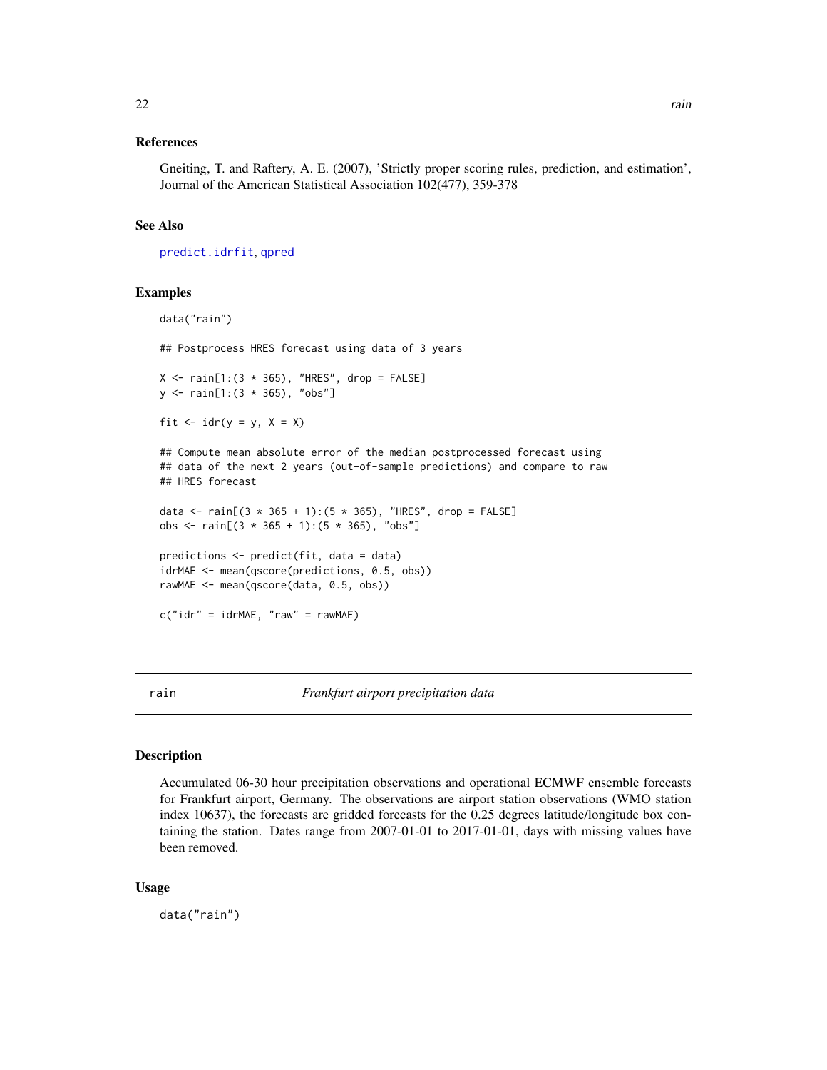### References

Gneiting, T. and Raftery, A. E. (2007), 'Strictly proper scoring rules, prediction, and estimation', Journal of the American Statistical Association 102(477), 359-378

### See Also

predict.idrfit, qpred

### Examples

```
data("rain")

## Postprocess HRES forecast using data of 3 years

X <- rain[1:(3 * 365), "HRES", drop = FALSE]
y <- rain[1:(3 * 365), "obs"]

fit <- idr(y = y, X = X)

## Compute mean absolute error of the median postprocessed forecast using
## data of the next 2 years (out-of-sample predictions) and compare to raw
## HRES forecast

data <- rain[(3 * 365 + 1):(5 * 365), "HRES", drop = FALSE]
obs <- rain[(3 * 365 + 1):(5 * 365), "obs"]

predictions <- predict(fit, data = data)
idrMAE <- mean(qscore(predictions, 0.5, obs))
rawMAE <- mean(qscore(data, 0.5, obs))

c("idr" = idrMAE, "raw" = rawMAE)
```

---

## rain *Frankfurt airport precipitation data*

---

### Description

Accumulated 06-30 hour precipitation observations and operational ECMWF ensemble forecasts for Frankfurt airport, Germany. The observations are airport station observations (WMO station index 10637), the forecasts are gridded forecasts for the 0.25 degrees latitude/longitude box containing the station. Dates range from 2007-01-01 to 2017-01-01, days with missing values have been removed.

### Usage

```
data("rain")
```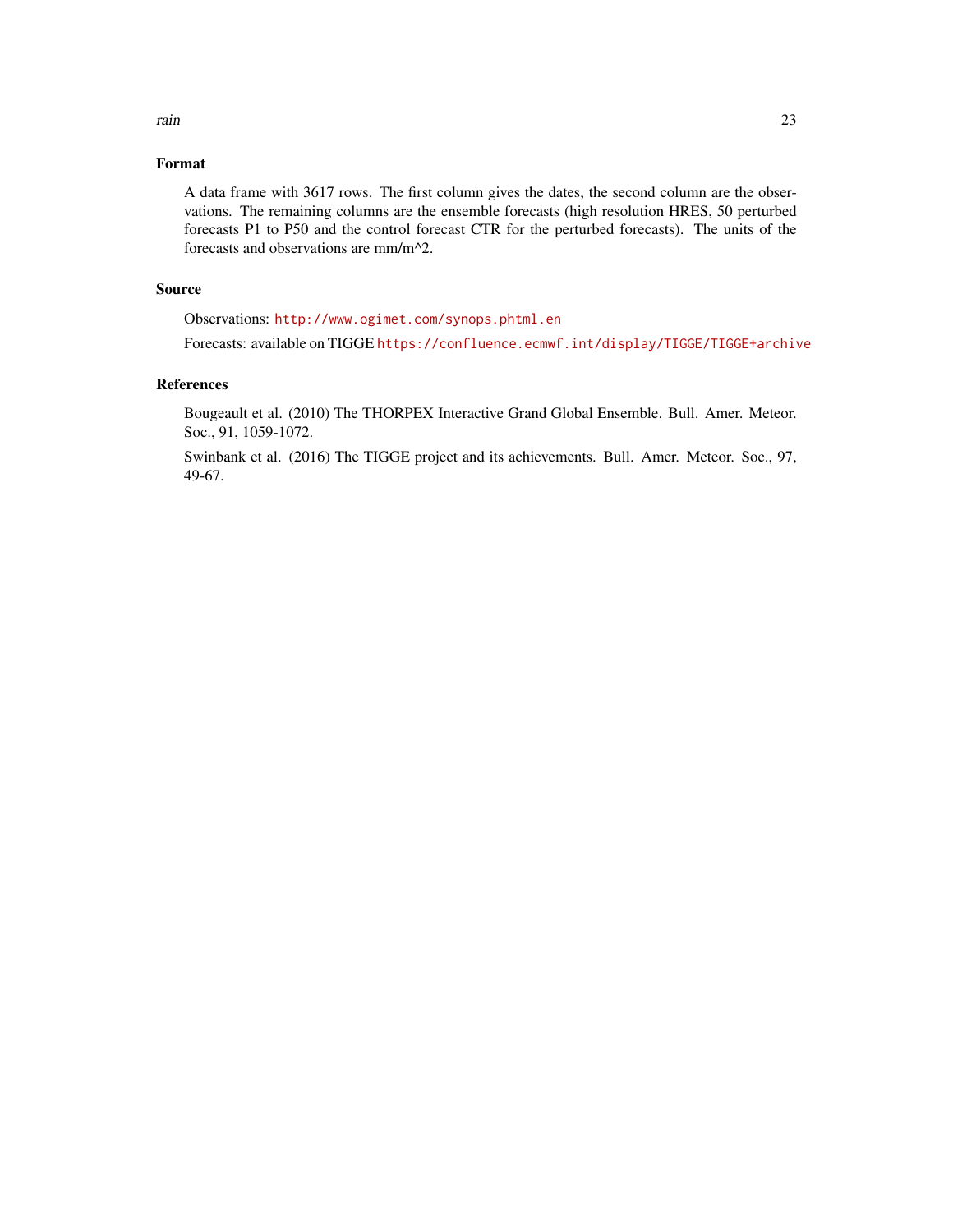## Format

A data frame with 3617 rows. The first column gives the dates, the second column are the observations. The remaining columns are the ensemble forecasts (high resolution HRES, 50 perturbed forecasts P1 to P50 and the control forecast CTR for the perturbed forecasts). The units of the forecasts and observations are mm/m^2.

## Source

Observations: http://www.ogimet.com/synops.phtml.en

Forecasts: available on TIGGE https://confluence.ecmwf.int/display/TIGGE/TIGGE+archive

## References

Bougeault et al. (2010) The THORPEX Interactive Grand Global Ensemble. Bull. Amer. Meteor. Soc., 91, 1059-1072.

Swinbank et al. (2016) The TIGGE project and its achievements. Bull. Amer. Meteor. Soc., 97, 49-67.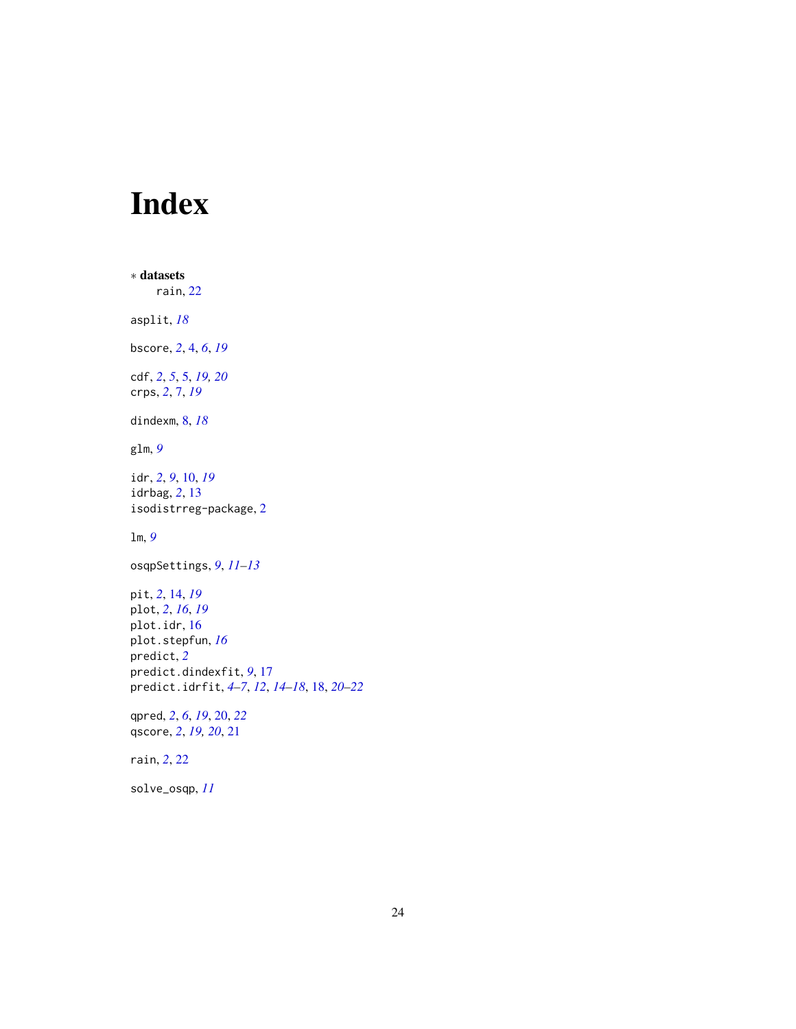# Index

∗ **datasets**

  rain, 22

asplit, *18*

bscore, *2*, 4, *6*, *19*

cdf, *2*, *5*, 5, *19, 20*
crps, *2*, 7, *19*

dindexm, 8, *18*

glm, *9*

idr, *2*, *9*, 10, *19*
idrbag, *2*, 13
isodistrreg-package, 2

lm, *9*

osqpSettings, *9*, *11–13*

pit, *2*, 14, *19*
plot, *2*, *16*, *19*
plot.idr, 16
plot.stepfun, *16*
predict, *2*
predict.dindexfit, *9*, 17
predict.idrfit, *4–7*, *12*, *14–18*, 18, *20–22*

qpred, *2*, *6*, *19*, 20, *22*
qscore, *2*, *19, 20*, 21

rain, *2*, 22

solve_osqp, *11*